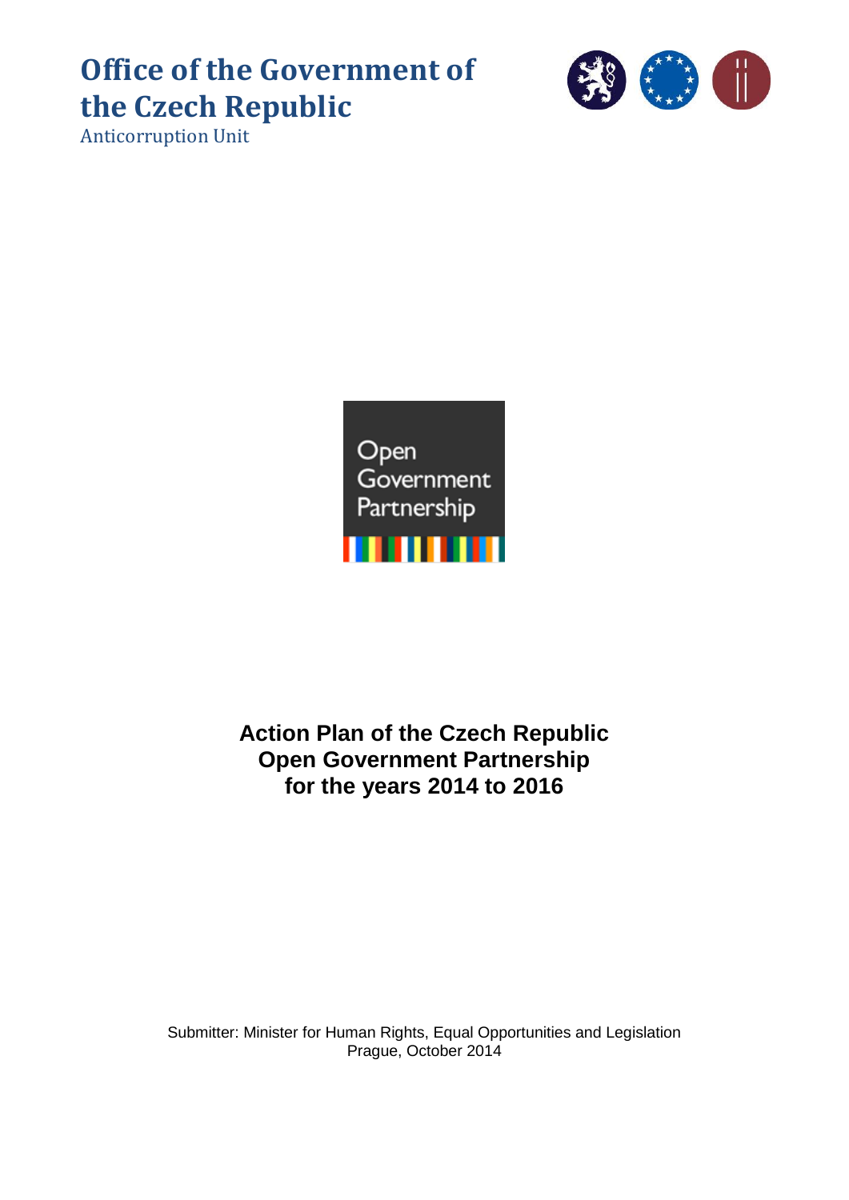# Office of the Government of the Czech Republic

Anticorruption Unit

Open Government Partnership

**Action Plan of the Czech Republic**
**Open Government Partnership**
**for the years 2014 to 2016**

Submitter: Minister for Human Rights, Equal Opportunities and Legislation
Prague, October 2014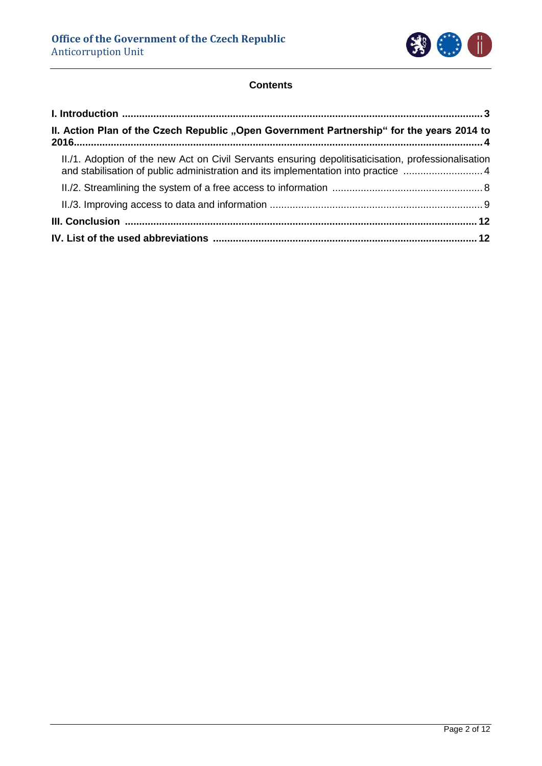**Contents**

**I. Introduction** ........................................................................................................................ **3**

**II. Action Plan of the Czech Republic „Open Government Partnership" for the years 2014 to 2016**........................................................................................................................ **4**

- II./1. Adoption of the new Act on Civil Servants ensuring depolitisaticisation, professionalisation and stabilisation of public administration and its implementation into practice ............................ 4
- II./2. Streamlining the system of a free access to information .................................................... 8
- II./3. Improving access to data and information ........................................................................... 9

**III. Conclusion** ........................................................................................................................ **12**

**IV. List of the used abbreviations** ........................................................................................ **12**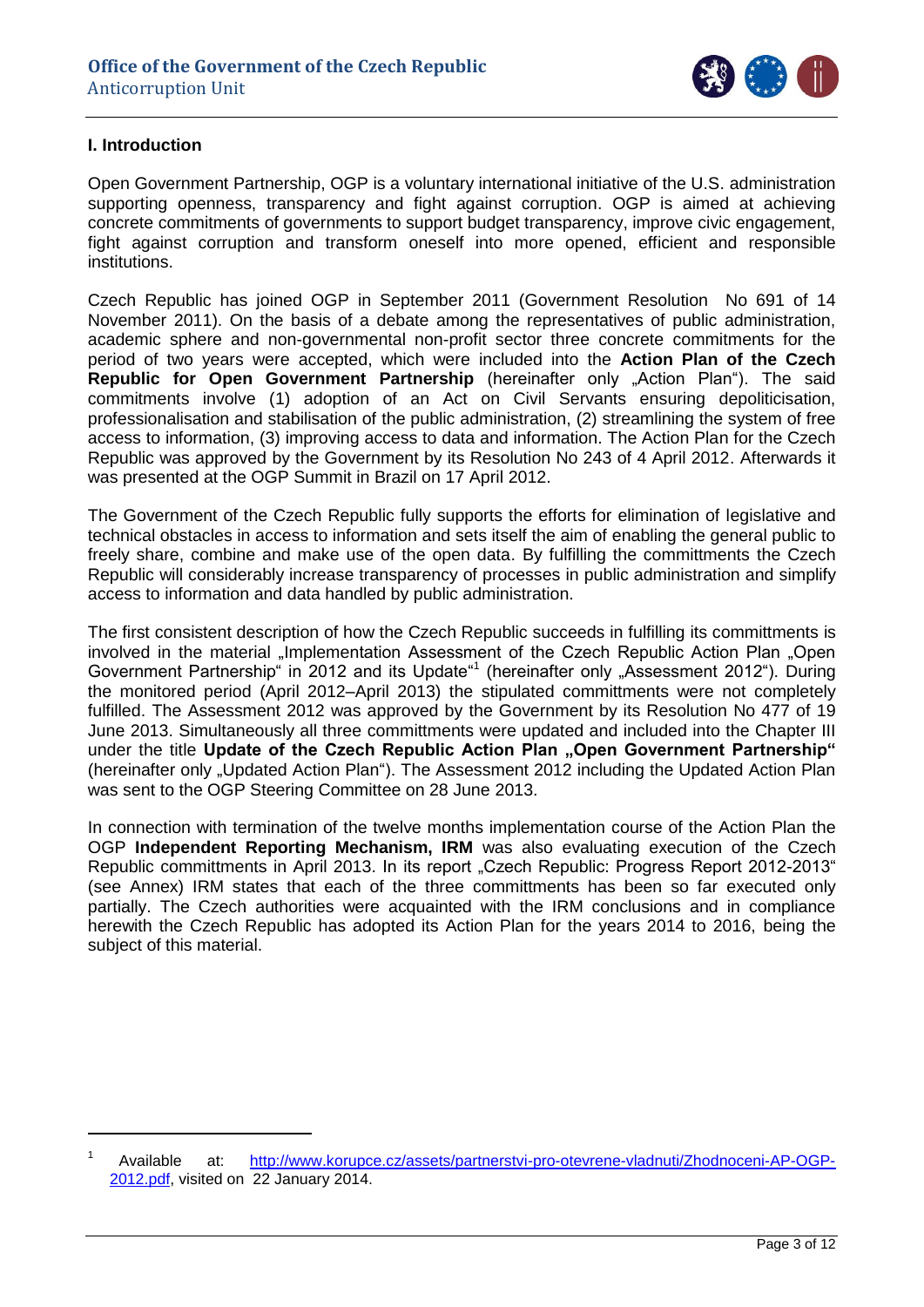## I. Introduction

Open Government Partnership, OGP is a voluntary international initiative of the U.S. administration supporting openness, transparency and fight against corruption. OGP is aimed at achieving concrete commitments of governments to support budget transparency, improve civic engagement, fight against corruption and transform oneself into more opened, efficient and responsible institutions.

Czech Republic has joined OGP in September 2011 (Government Resolution No 691 of 14 November 2011). On the basis of a debate among the representatives of public administration, academic sphere and non-governmental non-profit sector three concrete commitments for the period of two years were accepted, which were included into the **Action Plan of the Czech Republic for Open Government Partnership** (hereinafter only „Action Plan"). The said commitments involve (1) adoption of an Act on Civil Servants ensuring depoliticisation, professionalisation and stabilisation of the public administration, (2) streamlining the system of free access to information, (3) improving access to data and information. The Action Plan for the Czech Republic was approved by the Government by its Resolution No 243 of 4 April 2012. Afterwards it was presented at the OGP Summit in Brazil on 17 April 2012.

The Government of the Czech Republic fully supports the efforts for elimination of legislative and technical obstacles in access to information and sets itself the aim of enabling the general public to freely share, combine and make use of the open data. By fulfilling the committments the Czech Republic will considerably increase transparency of processes in public administration and simplify access to information and data handled by public administration.

The first consistent description of how the Czech Republic succeeds in fulfilling its committments is involved in the material „Implementation Assessment of the Czech Republic Action Plan „Open Government Partnership" in 2012 and its Update"[1] (hereinafter only „Assessment 2012"). During the monitored period (April 2012–April 2013) the stipulated committments were not completely fulfilled. The Assessment 2012 was approved by the Government by its Resolution No 477 of 19 June 2013. Simultaneously all three committments were updated and included into the Chapter III under the title **Update of the Czech Republic Action Plan „Open Government Partnership"** (hereinafter only „Updated Action Plan"). The Assessment 2012 including the Updated Action Plan was sent to the OGP Steering Committee on 28 June 2013.

In connection with termination of the twelve months implementation course of the Action Plan the OGP **Independent Reporting Mechanism, IRM** was also evaluating execution of the Czech Republic committments in April 2013. In its report „Czech Republic: Progress Report 2012-2013" (see Annex) IRM states that each of the three committments has been so far executed only partially. The Czech authorities were acquainted with the IRM conclusions and in compliance herewith the Czech Republic has adopted its Action Plan for the years 2014 to 2016, being the subject of this material.

---

[1] Available at: http://www.korupce.cz/assets/partnerstvi-pro-otevrene-vladnuti/Zhodnoceni-AP-OGP-2012.pdf, visited on 22 January 2014.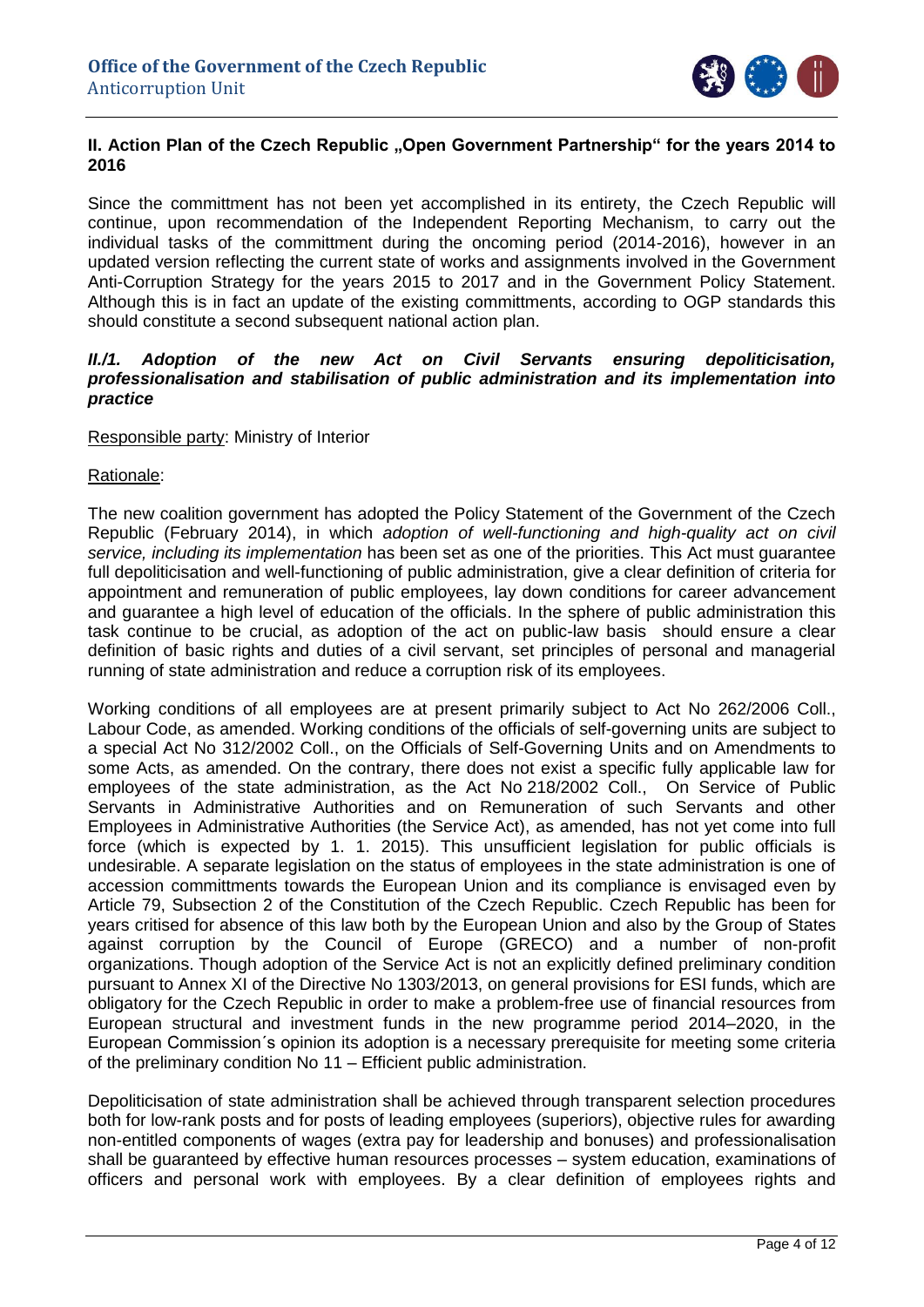## II. Action Plan of the Czech Republic „Open Government Partnership" for the years 2014 to 2016

Since the committment has not been yet accomplished in its entirety, the Czech Republic will continue, upon recommendation of the Independent Reporting Mechanism, to carry out the individual tasks of the committment during the oncoming period (2014-2016), however in an updated version reflecting the current state of works and assignments involved in the Government Anti-Corruption Strategy for the years 2015 to 2017 and in the Government Policy Statement. Although this is in fact an update of the existing committments, according to OGP standards this should constitute a second subsequent national action plan.

### *II./1. Adoption of the new Act on Civil Servants ensuring depoliticisation, professionalisation and stabilisation of public administration and its implementation into practice*

Responsible party: Ministry of Interior

Rationale:

The new coalition government has adopted the Policy Statement of the Government of the Czech Republic (February 2014), in which *adoption of well-functioning and high-quality act on civil service, including its implementation* has been set as one of the priorities. This Act must guarantee full depoliticisation and well-functioning of public administration, give a clear definition of criteria for appointment and remuneration of public employees, lay down conditions for career advancement and guarantee a high level of education of the officials. In the sphere of public administration this task continue to be crucial, as adoption of the act on public-law basis should ensure a clear definition of basic rights and duties of a civil servant, set principles of personal and managerial running of state administration and reduce a corruption risk of its employees.

Working conditions of all employees are at present primarily subject to Act No 262/2006 Coll., Labour Code, as amended. Working conditions of the officials of self-governing units are subject to a special Act No 312/2002 Coll., on the Officials of Self-Governing Units and on Amendments to some Acts, as amended. On the contrary, there does not exist a specific fully applicable law for employees of the state administration, as the Act No 218/2002 Coll., On Service of Public Servants in Administrative Authorities and on Remuneration of such Servants and other Employees in Administrative Authorities (the Service Act), as amended, has not yet come into full force (which is expected by 1. 1. 2015). This unsufficient legislation for public officials is undesirable. A separate legislation on the status of employees in the state administration is one of accession committments towards the European Union and its compliance is envisaged even by Article 79, Subsection 2 of the Constitution of the Czech Republic. Czech Republic has been for years critised for absence of this law both by the European Union and also by the Group of States against corruption by the Council of Europe (GRECO) and a number of non-profit organizations. Though adoption of the Service Act is not an explicitly defined preliminary condition pursuant to Annex XI of the Directive No 1303/2013, on general provisions for ESI funds, which are obligatory for the Czech Republic in order to make a problem-free use of financial resources from European structural and investment funds in the new programme period 2014–2020, in the European Commission´s opinion its adoption is a necessary prerequisite for meeting some criteria of the preliminary condition No 11 – Efficient public administration.

Depoliticisation of state administration shall be achieved through transparent selection procedures both for low-rank posts and for posts of leading employees (superiors), objective rules for awarding non-entitled components of wages (extra pay for leadership and bonuses) and professionalisation shall be guaranteed by effective human resources processes – system education, examinations of officers and personal work with employees. By a clear definition of employees rights and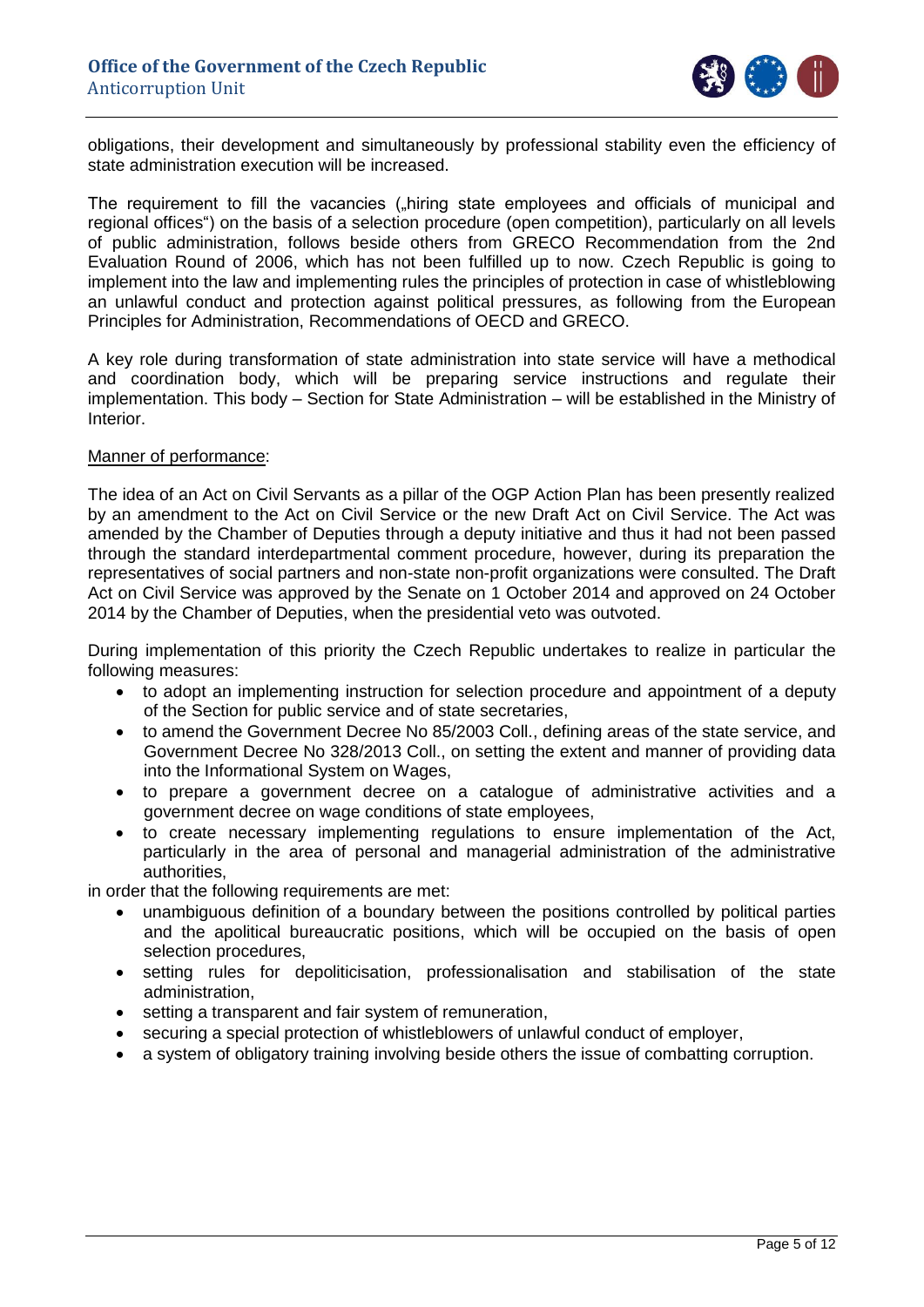obligations, their development and simultaneously by professional stability even the efficiency of state administration execution will be increased.

The requirement to fill the vacancies („hiring state employees and officials of municipal and regional offices") on the basis of a selection procedure (open competition), particularly on all levels of public administration, follows beside others from GRECO Recommendation from the 2nd Evaluation Round of 2006, which has not been fulfilled up to now. Czech Republic is going to implement into the law and implementing rules the principles of protection in case of whistleblowing an unlawful conduct and protection against political pressures, as following from the European Principles for Administration, Recommendations of OECD and GRECO.

A key role during transformation of state administration into state service will have a methodical and coordination body, which will be preparing service instructions and regulate their implementation. This body – Section for State Administration – will be established in the Ministry of Interior.

Manner of performance:

The idea of an Act on Civil Servants as a pillar of the OGP Action Plan has been presently realized by an amendment to the Act on Civil Service or the new Draft Act on Civil Service. The Act was amended by the Chamber of Deputies through a deputy initiative and thus it had not been passed through the standard interdepartmental comment procedure, however, during its preparation the representatives of social partners and non-state non-profit organizations were consulted. The Draft Act on Civil Service was approved by the Senate on 1 October 2014 and approved on 24 October 2014 by the Chamber of Deputies, when the presidential veto was outvoted.

During implementation of this priority the Czech Republic undertakes to realize in particular the following measures:

- to adopt an implementing instruction for selection procedure and appointment of a deputy of the Section for public service and of state secretaries,
- to amend the Government Decree No 85/2003 Coll., defining areas of the state service, and Government Decree No 328/2013 Coll., on setting the extent and manner of providing data into the Informational System on Wages,
- to prepare a government decree on a catalogue of administrative activities and a government decree on wage conditions of state employees,
- to create necessary implementing regulations to ensure implementation of the Act, particularly in the area of personal and managerial administration of the administrative authorities,

in order that the following requirements are met:

- unambiguous definition of a boundary between the positions controlled by political parties and the apolitical bureaucratic positions, which will be occupied on the basis of open selection procedures,
- setting rules for depoliticisation, professionalisation and stabilisation of the state administration,
- setting a transparent and fair system of remuneration,
- securing a special protection of whistleblowers of unlawful conduct of employer,
- a system of obligatory training involving beside others the issue of combatting corruption.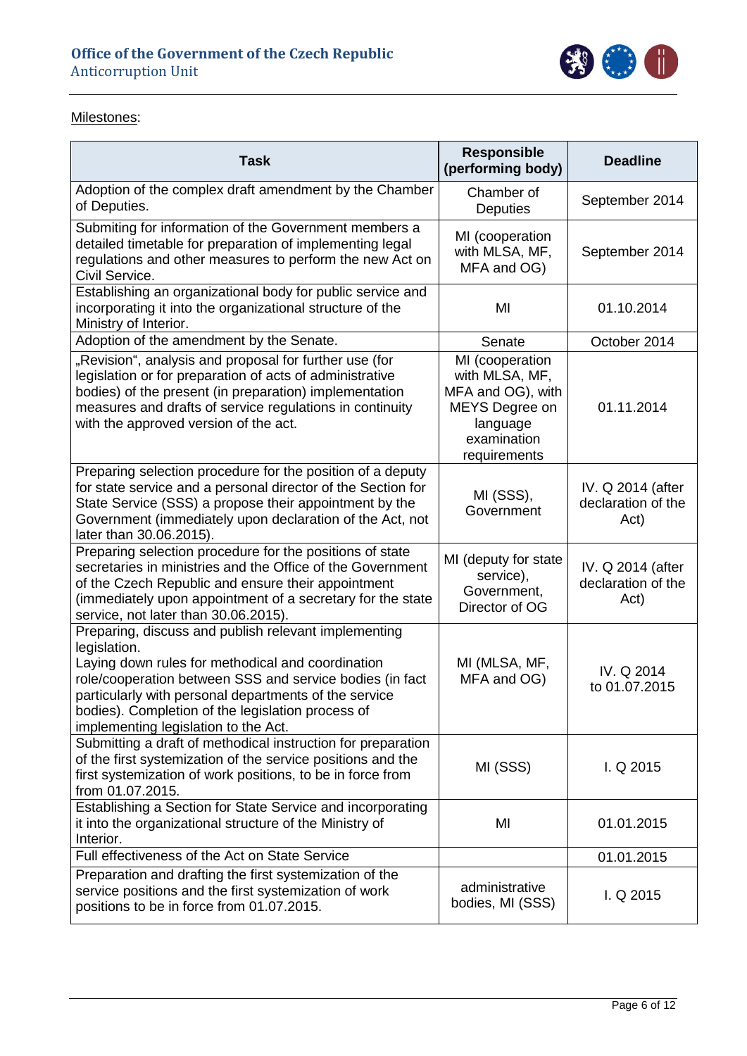Milestones:

| Task | Responsible (performing body) | Deadline |
|---|---|---|
| Adoption of the complex draft amendment by the Chamber of Deputies. | Chamber of Deputies | September 2014 |
| Submiting for information of the Government members a detailed timetable for preparation of implementing legal regulations and other measures to perform the new Act on Civil Service. | MI (cooperation with MLSA, MF, MFA and OG) | September 2014 |
| Establishing an organizational body for public service and incorporating it into the organizational structure of the Ministry of Interior. | MI | 01.10.2014 |
| Adoption of the amendment by the Senate. | Senate | October 2014 |
| „Revision", analysis and proposal for further use (for legislation or for preparation of acts of administrative bodies) of the present (in preparation) implementation measures and drafts of service regulations in continuity with the approved version of the act. | MI (cooperation with MLSA, MF, MFA and OG), with MEYS Degree on language examination requirements | 01.11.2014 |
| Preparing selection procedure for the position of a deputy for state service and a personal director of the Section for State Service (SSS) a propose their appointment by the Government (immediately upon declaration of the Act, not later than 30.06.2015). | MI (SSS), Government | IV. Q 2014 (after declaration of the Act) |
| Preparing selection procedure for the positions of state secretaries in ministries and the Office of the Government of the Czech Republic and ensure their appointment (immediately upon appointment of a secretary for the state service, not later than 30.06.2015). | MI (deputy for state service), Government, Director of OG | IV. Q 2014 (after declaration of the Act) |
| Preparing, discuss and publish relevant implementing legislation. Laying down rules for methodical and coordination role/cooperation between SSS and service bodies (in fact particularly with personal departments of the service bodies). Completion of the legislation process of implementing legislation to the Act. | MI (MLSA, MF, MFA and OG) | IV. Q 2014 to 01.07.2015 |
| Submitting a draft of methodical instruction for preparation of the first systemization of the service positions and the first systemization of work positions, to be in force from from 01.07.2015. | MI (SSS) | I. Q 2015 |
| Establishing a Section for State Service and incorporating it into the organizational structure of the Ministry of Interior. | MI | 01.01.2015 |
| Full effectiveness of the Act on State Service | | 01.01.2015 |
| Preparation and drafting the first systemization of the service positions and the first systemization of work positions to be in force from 01.07.2015. | administrative bodies, MI (SSS) | I. Q 2015 |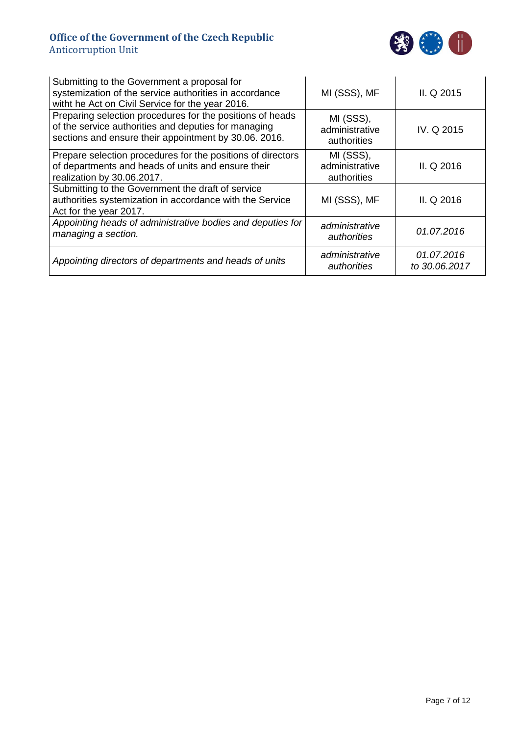| | | |
|---|---|---|
| Submitting to the Government a proposal for systemization of the service authorities in accordance witht he Act on Civil Service for the year 2016. | MI (SSS), MF | II. Q 2015 |
| Preparing selection procedures for the positions of heads of the service authorities and deputies for managing sections and ensure their appointment by 30.06. 2016. | MI (SSS), administrative authorities | IV. Q 2015 |
| Prepare selection procedures for the positions of directors of departments and heads of units and ensure their realization by 30.06.2017. | MI (SSS), administrative authorities | II. Q 2016 |
| Submitting to the Government the draft of service authorities systemization in accordance with the Service Act for the year 2017. | MI (SSS), MF | II. Q 2016 |
| *Appointing heads of administrative bodies and deputies for managing a section.* | *administrative authorities* | *01.07.2016* |
| *Appointing directors of departments and heads of units* | *administrative authorities* | *01.07.2016 to 30.06.2017* |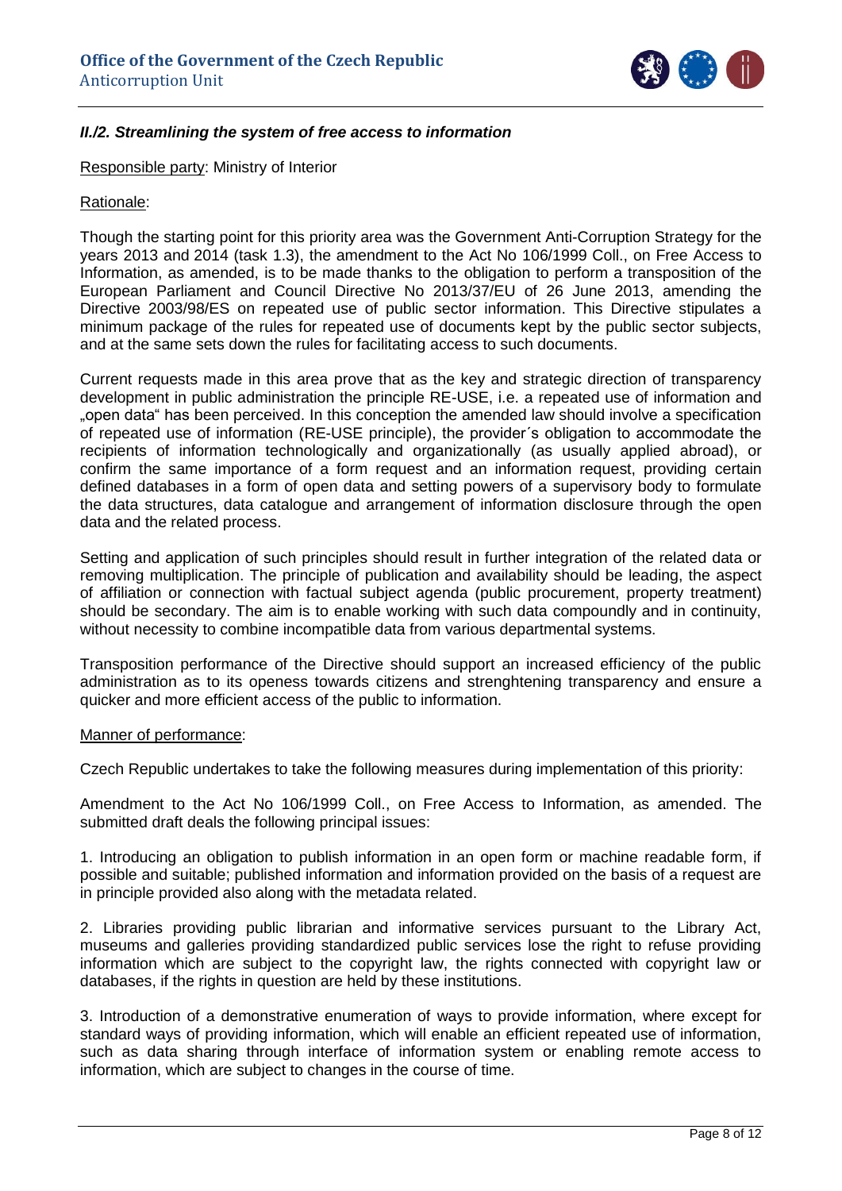### *II./2. Streamlining the system of free access to information*

Responsible party: Ministry of Interior

Rationale:

Though the starting point for this priority area was the Government Anti-Corruption Strategy for the years 2013 and 2014 (task 1.3), the amendment to the Act No 106/1999 Coll., on Free Access to Information, as amended, is to be made thanks to the obligation to perform a transposition of the European Parliament and Council Directive No 2013/37/EU of 26 June 2013, amending the Directive 2003/98/ES on repeated use of public sector information. This Directive stipulates a minimum package of the rules for repeated use of documents kept by the public sector subjects, and at the same sets down the rules for facilitating access to such documents.

Current requests made in this area prove that as the key and strategic direction of transparency development in public administration the principle RE-USE, i.e. a repeated use of information and „open data" has been perceived. In this conception the amended law should involve a specification of repeated use of information (RE-USE principle), the provider´s obligation to accommodate the recipients of information technologically and organizationally (as usually applied abroad), or confirm the same importance of a form request and an information request, providing certain defined databases in a form of open data and setting powers of a supervisory body to formulate the data structures, data catalogue and arrangement of information disclosure through the open data and the related process.

Setting and application of such principles should result in further integration of the related data or removing multiplication. The principle of publication and availability should be leading, the aspect of affiliation or connection with factual subject agenda (public procurement, property treatment) should be secondary. The aim is to enable working with such data compoundly and in continuity, without necessity to combine incompatible data from various departmental systems.

Transposition performance of the Directive should support an increased efficiency of the public administration as to its openess towards citizens and strenghtening transparency and ensure a quicker and more efficient access of the public to information.

Manner of performance:

Czech Republic undertakes to take the following measures during implementation of this priority:

Amendment to the Act No 106/1999 Coll., on Free Access to Information, as amended. The submitted draft deals the following principal issues:

1. Introducing an obligation to publish information in an open form or machine readable form, if possible and suitable; published information and information provided on the basis of a request are in principle provided also along with the metadata related.

2. Libraries providing public librarian and informative services pursuant to the Library Act, museums and galleries providing standardized public services lose the right to refuse providing information which are subject to the copyright law, the rights connected with copyright law or databases, if the rights in question are held by these institutions.

3. Introduction of a demonstrative enumeration of ways to provide information, where except for standard ways of providing information, which will enable an efficient repeated use of information, such as data sharing through interface of information system or enabling remote access to information, which are subject to changes in the course of time.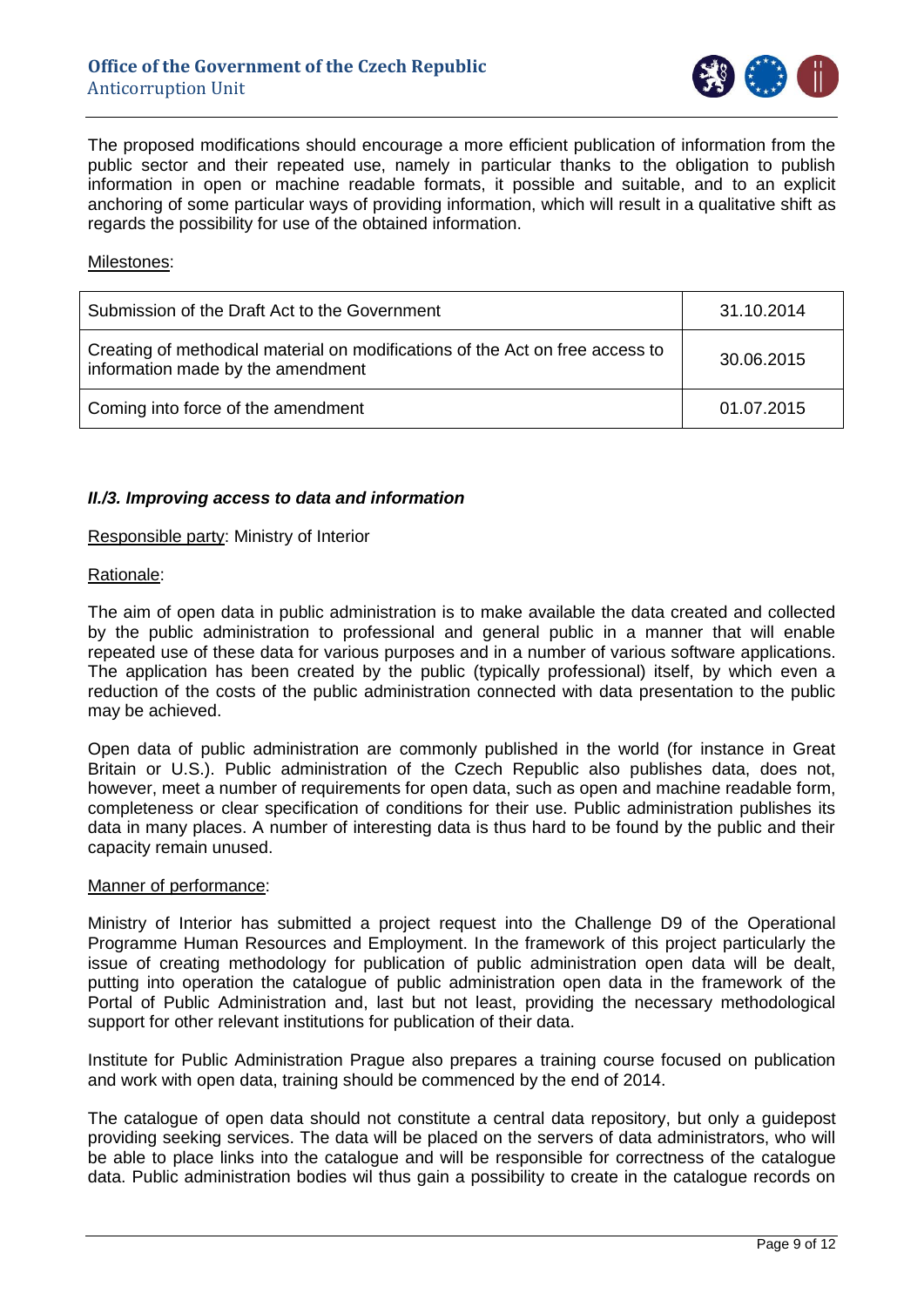The proposed modifications should encourage a more efficient publication of information from the public sector and their repeated use, namely in particular thanks to the obligation to publish information in open or machine readable formats, it possible and suitable, and to an explicit anchoring of some particular ways of providing information, which will result in a qualitative shift as regards the possibility for use of the obtained information.

Milestones:

| | |
|---|---|
| Submission of the Draft Act to the Government | 31.10.2014 |
| Creating of methodical material on modifications of the Act on free access to information made by the amendment | 30.06.2015 |
| Coming into force of the amendment | 01.07.2015 |

### ***II./3. Improving access to data and information***

Responsible party: Ministry of Interior

Rationale:

The aim of open data in public administration is to make available the data created and collected by the public administration to professional and general public in a manner that will enable repeated use of these data for various purposes and in a number of various software applications. The application has been created by the public (typically professional) itself, by which even a reduction of the costs of the public administration connected with data presentation to the public may be achieved.

Open data of public administration are commonly published in the world (for instance in Great Britain or U.S.). Public administration of the Czech Republic also publishes data, does not, however, meet a number of requirements for open data, such as open and machine readable form, completeness or clear specification of conditions for their use. Public administration publishes its data in many places. A number of interesting data is thus hard to be found by the public and their capacity remain unused.

Manner of performance:

Ministry of Interior has submitted a project request into the Challenge D9 of the Operational Programme Human Resources and Employment. In the framework of this project particularly the issue of creating methodology for publication of public administration open data will be dealt, putting into operation the catalogue of public administration open data in the framework of the Portal of Public Administration and, last but not least, providing the necessary methodological support for other relevant institutions for publication of their data.

Institute for Public Administration Prague also prepares a training course focused on publication and work with open data, training should be commenced by the end of 2014.

The catalogue of open data should not constitute a central data repository, but only a guidepost providing seeking services. The data will be placed on the servers of data administrators, who will be able to place links into the catalogue and will be responsible for correctness of the catalogue data. Public administration bodies wil thus gain a possibility to create in the catalogue records on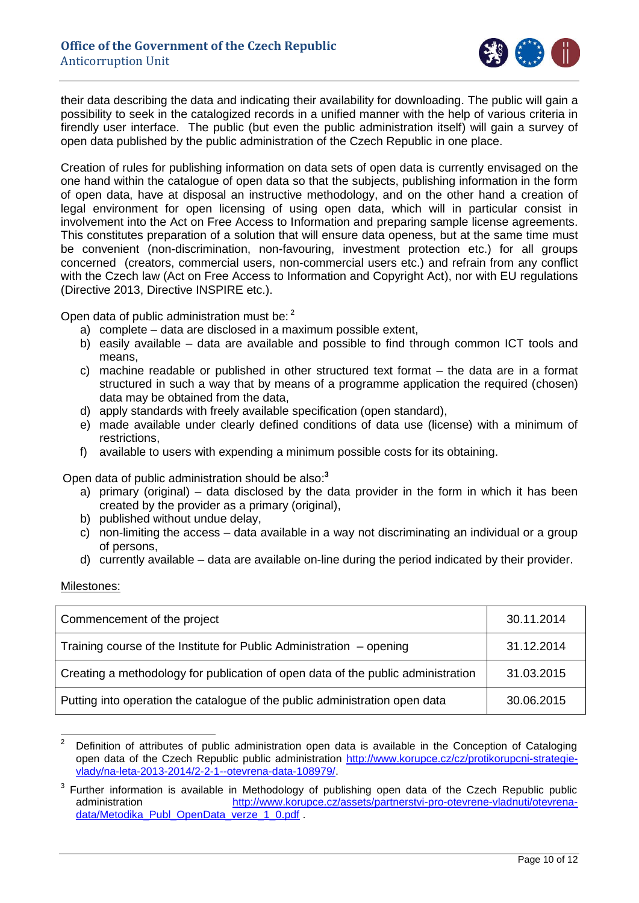their data describing the data and indicating their availability for downloading. The public will gain a possibility to seek in the catalogized records in a unified manner with the help of various criteria in firendly user interface. The public (but even the public administration itself) will gain a survey of open data published by the public administration of the Czech Republic in one place.

Creation of rules for publishing information on data sets of open data is currently envisaged on the one hand within the catalogue of open data so that the subjects, publishing information in the form of open data, have at disposal an instructive methodology, and on the other hand a creation of legal environment for open licensing of using open data, which will in particular consist in involvement into the Act on Free Access to Information and preparing sample license agreements. This constitutes preparation of a solution that will ensure data openess, but at the same time must be convenient (non-discrimination, non-favouring, investment protection etc.) for all groups concerned (creators, commercial users, non-commercial users etc.) and refrain from any conflict with the Czech law (Act on Free Access to Information and Copyright Act), nor with EU regulations (Directive 2013, Directive INSPIRE etc.).

Open data of public administration must be:[2]

a) complete – data are disclosed in a maximum possible extent,
b) easily available – data are available and possible to find through common ICT tools and means,
c) machine readable or published in other structured text format – the data are in a format structured in such a way that by means of a programme application the required (chosen) data may be obtained from the data,
d) apply standards with freely available specification (open standard),
e) made available under clearly defined conditions of data use (license) with a minimum of restrictions,
f) available to users with expending a minimum possible costs for its obtaining.

Open data of public administration should be also:[3]

a) primary (original) – data disclosed by the data provider in the form in which it has been created by the provider as a primary (original),
b) published without undue delay,
c) non-limiting the access – data available in a way not discriminating an individual or a group of persons,
d) currently available – data are available on-line during the period indicated by their provider.

Milestones:

| Milestone | Date |
|---|---|
| Commencement of the project | 30.11.2014 |
| Training course of the Institute for Public Administration – opening | 31.12.2014 |
| Creating a methodology for publication of open data of the public administration | 31.03.2015 |
| Putting into operation the catalogue of the public administration open data | 30.06.2015 |

---

[2] Definition of attributes of public administration open data is available in the Conception of Cataloging open data of the Czech Republic public administration http://www.korupce.cz/cz/protikorupcni-strategie-vlady/na-leta-2013-2014/2-2-1--otevrena-data-108979/.

[3] Further information is available in Methodology of publishing open data of the Czech Republic public administration http://www.korupce.cz/assets/partnerstvi-pro-otevrene-vladnuti/otevrena-data/Metodika_Publ_OpenData_verze_1_0.pdf .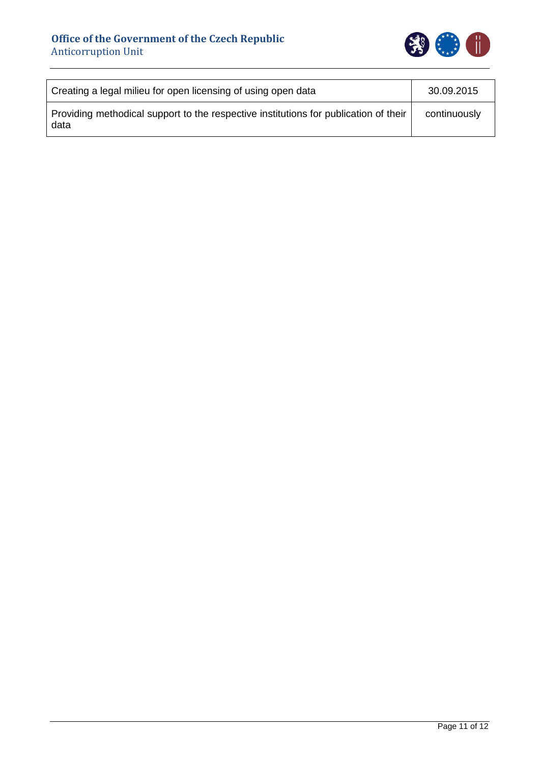| | |
|---|---|
| Creating a legal milieu for open licensing of using open data | 30.09.2015 |
| Providing methodical support to the respective institutions for publication of their data | continuously |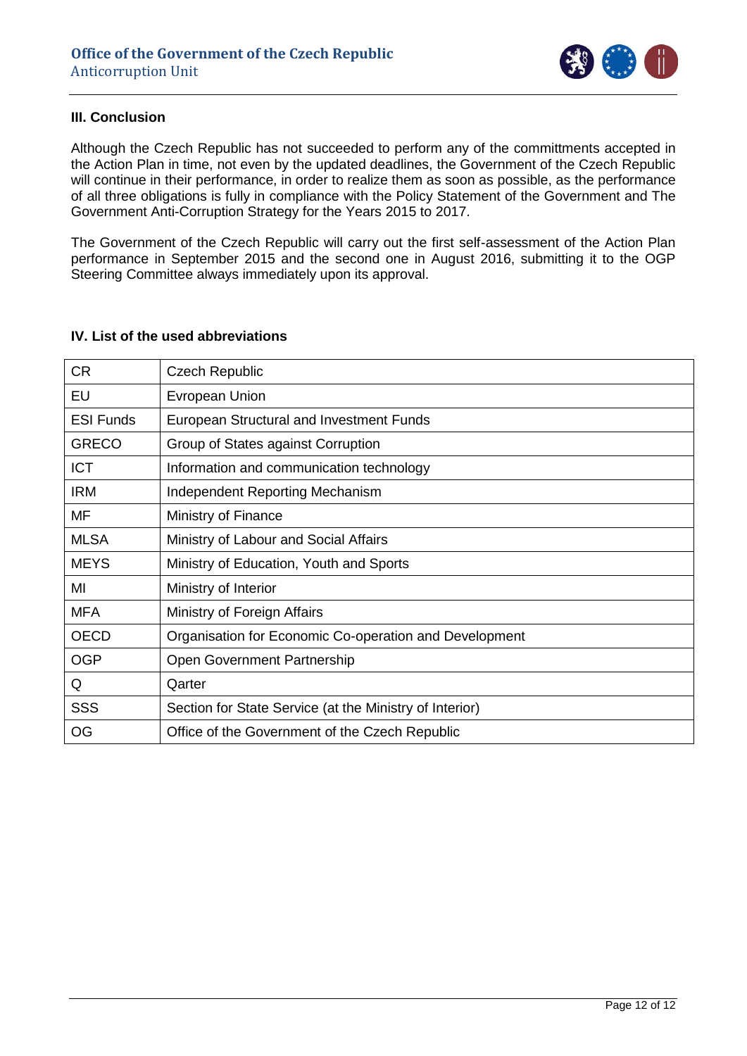### III. Conclusion

Although the Czech Republic has not succeeded to perform any of the committments accepted in the Action Plan in time, not even by the updated deadlines, the Government of the Czech Republic will continue in their performance, in order to realize them as soon as possible, as the performance of all three obligations is fully in compliance with the Policy Statement of the Government and The Government Anti-Corruption Strategy for the Years 2015 to 2017.

The Government of the Czech Republic will carry out the first self-assessment of the Action Plan performance in September 2015 and the second one in August 2016, submitting it to the OGP Steering Committee always immediately upon its approval.

### IV. List of the used abbreviations

| | |
|---|---|
| CR | Czech Republic |
| EU | Evropean Union |
| ESI Funds | European Structural and Investment Funds |
| GRECO | Group of States against Corruption |
| ICT | Information and communication technology |
| IRM | Independent Reporting Mechanism |
| MF | Ministry of Finance |
| MLSA | Ministry of Labour and Social Affairs |
| MEYS | Ministry of Education, Youth and Sports |
| MI | Ministry of Interior |
| MFA | Ministry of Foreign Affairs |
| OECD | Organisation for Economic Co-operation and Development |
| OGP | Open Government Partnership |
| Q | Qarter |
| SSS | Section for State Service (at the Ministry of Interior) |
| OG | Office of the Government of the Czech Republic |